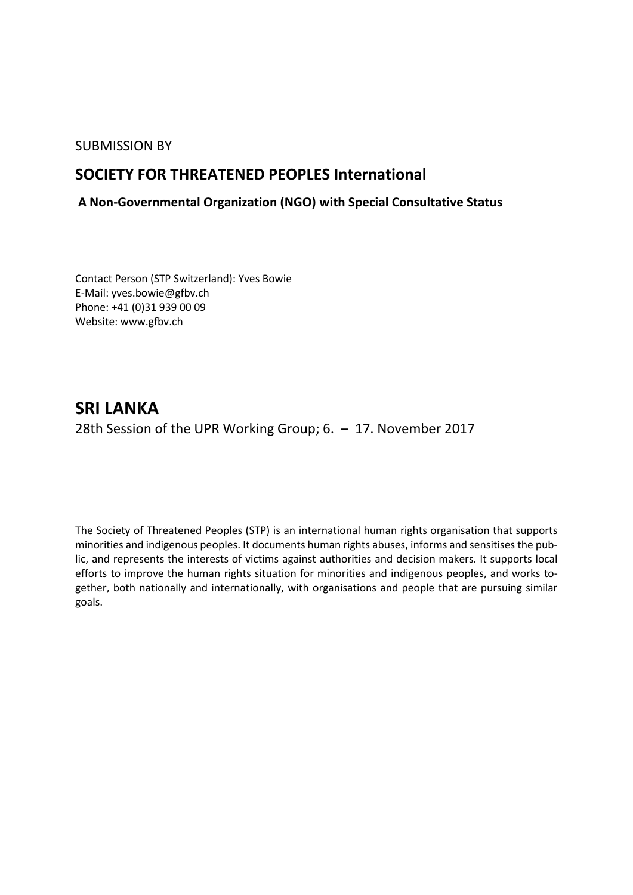SUBMISSION BY

## SOCIETY FOR THREATENED PEOPLES International

**A Non-Governmental Organization (NGO) with Special Consultative Status**

Contact Person (STP Switzerland): Yves Bowie
E-Mail: yves.bowie@gfbv.ch
Phone: +41 (0)31 939 00 09
Website: www.gfbv.ch

# SRI LANKA

28th Session of the UPR Working Group; 6. – 17. November 2017

The Society of Threatened Peoples (STP) is an international human rights organisation that supports minorities and indigenous peoples. It documents human rights abuses, informs and sensitises the public, and represents the interests of victims against authorities and decision makers. It supports local efforts to improve the human rights situation for minorities and indigenous peoples, and works together, both nationally and internationally, with organisations and people that are pursuing similar goals.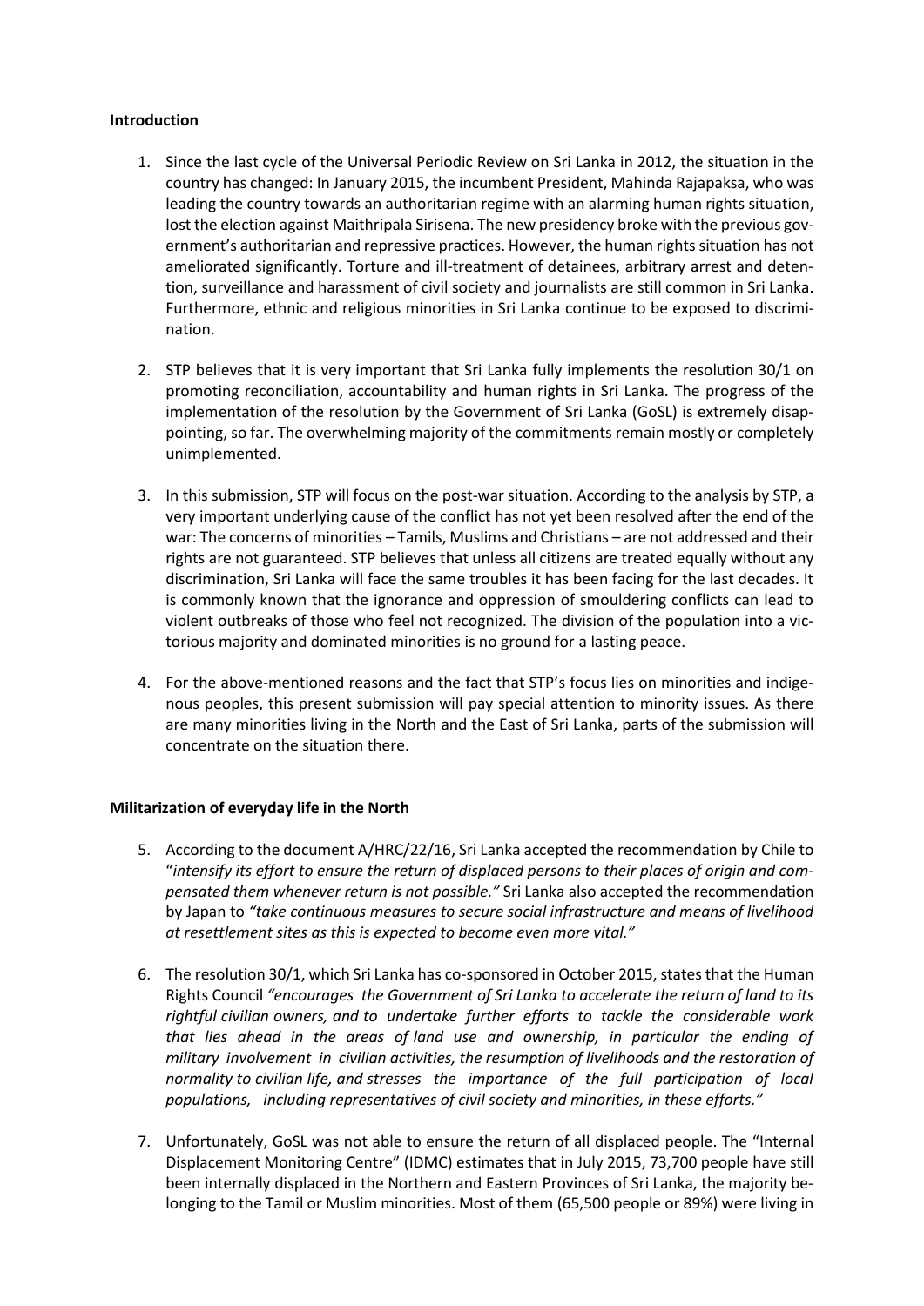**Introduction**

1. Since the last cycle of the Universal Periodic Review on Sri Lanka in 2012, the situation in the country has changed: In January 2015, the incumbent President, Mahinda Rajapaksa, who was leading the country towards an authoritarian regime with an alarming human rights situation, lost the election against Maithripala Sirisena. The new presidency broke with the previous government's authoritarian and repressive practices. However, the human rights situation has not ameliorated significantly. Torture and ill-treatment of detainees, arbitrary arrest and detention, surveillance and harassment of civil society and journalists are still common in Sri Lanka. Furthermore, ethnic and religious minorities in Sri Lanka continue to be exposed to discrimination.

2. STP believes that it is very important that Sri Lanka fully implements the resolution 30/1 on promoting reconciliation, accountability and human rights in Sri Lanka. The progress of the implementation of the resolution by the Government of Sri Lanka (GoSL) is extremely disappointing, so far. The overwhelming majority of the commitments remain mostly or completely unimplemented.

3. In this submission, STP will focus on the post-war situation. According to the analysis by STP, a very important underlying cause of the conflict has not yet been resolved after the end of the war: The concerns of minorities – Tamils, Muslims and Christians – are not addressed and their rights are not guaranteed. STP believes that unless all citizens are treated equally without any discrimination, Sri Lanka will face the same troubles it has been facing for the last decades. It is commonly known that the ignorance and oppression of smouldering conflicts can lead to violent outbreaks of those who feel not recognized. The division of the population into a victorious majority and dominated minorities is no ground for a lasting peace.

4. For the above-mentioned reasons and the fact that STP's focus lies on minorities and indigenous peoples, this present submission will pay special attention to minority issues. As there are many minorities living in the North and the East of Sri Lanka, parts of the submission will concentrate on the situation there.

**Militarization of everyday life in the North**

5. According to the document A/HRC/22/16, Sri Lanka accepted the recommendation by Chile to "*intensify its effort to ensure the return of displaced persons to their places of origin and compensated them whenever return is not possible."* Sri Lanka also accepted the recommendation by Japan to *"take continuous measures to secure social infrastructure and means of livelihood at resettlement sites as this is expected to become even more vital."*

6. The resolution 30/1, which Sri Lanka has co-sponsored in October 2015, states that the Human Rights Council *"encourages the Government of Sri Lanka to accelerate the return of land to its rightful civilian owners, and to undertake further efforts to tackle the considerable work that lies ahead in the areas of land use and ownership, in particular the ending of military involvement in civilian activities, the resumption of livelihoods and the restoration of normality to civilian life, and stresses the importance of the full participation of local populations, including representatives of civil society and minorities, in these efforts."*

7. Unfortunately, GoSL was not able to ensure the return of all displaced people. The "Internal Displacement Monitoring Centre" (IDMC) estimates that in July 2015, 73,700 people have still been internally displaced in the Northern and Eastern Provinces of Sri Lanka, the majority belonging to the Tamil or Muslim minorities. Most of them (65,500 people or 89%) were living in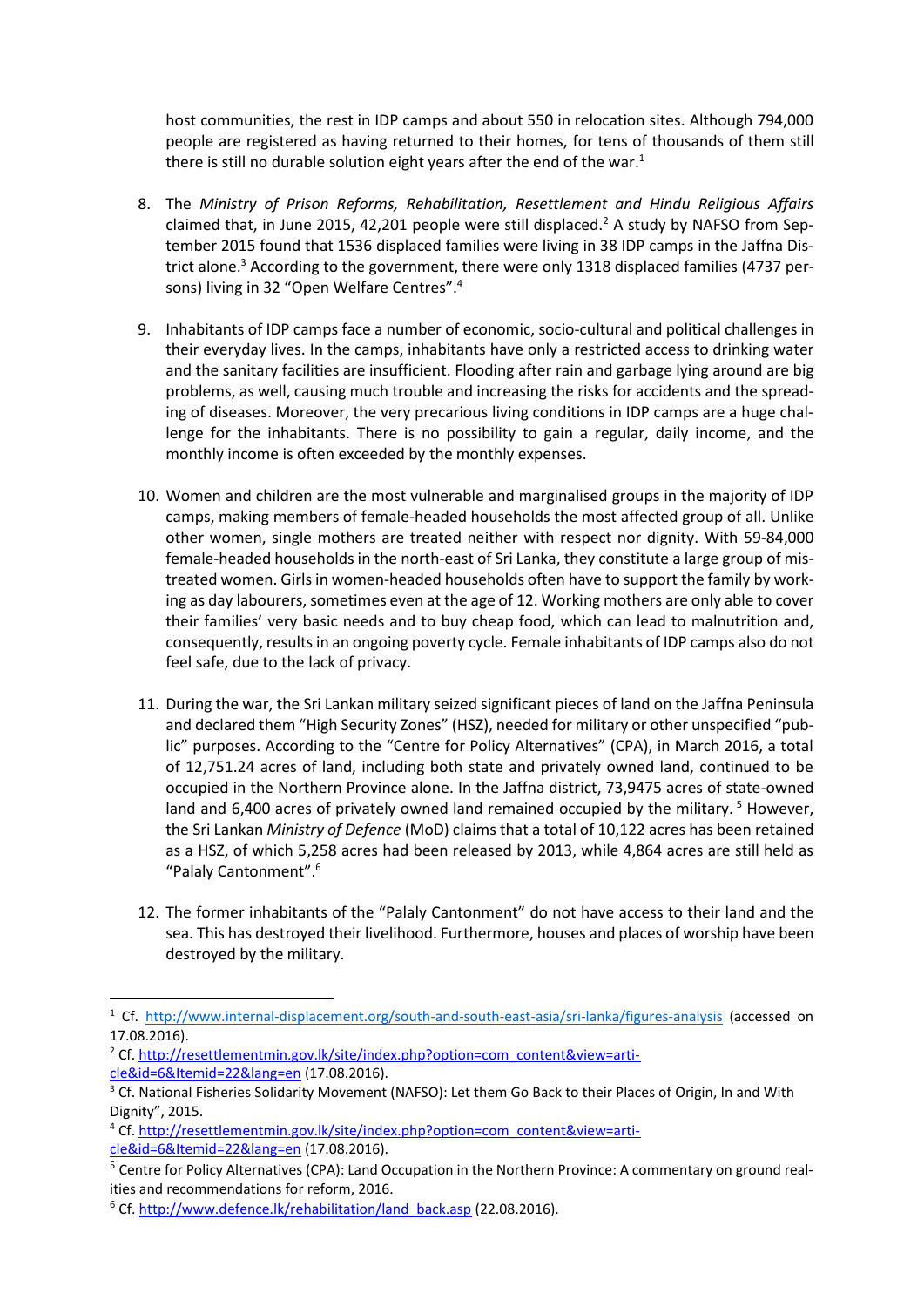host communities, the rest in IDP camps and about 550 in relocation sites. Although 794,000 people are registered as having returned to their homes, for tens of thousands of them still there is still no durable solution eight years after the end of the war.[1]

8. The *Ministry of Prison Reforms, Rehabilitation, Resettlement and Hindu Religious Affairs* claimed that, in June 2015, 42,201 people were still displaced.[2] A study by NAFSO from September 2015 found that 1536 displaced families were living in 38 IDP camps in the Jaffna District alone.[3] According to the government, there were only 1318 displaced families (4737 persons) living in 32 "Open Welfare Centres".[4]

9. Inhabitants of IDP camps face a number of economic, socio-cultural and political challenges in their everyday lives. In the camps, inhabitants have only a restricted access to drinking water and the sanitary facilities are insufficient. Flooding after rain and garbage lying around are big problems, as well, causing much trouble and increasing the risks for accidents and the spreading of diseases. Moreover, the very precarious living conditions in IDP camps are a huge challenge for the inhabitants. There is no possibility to gain a regular, daily income, and the monthly income is often exceeded by the monthly expenses.

10. Women and children are the most vulnerable and marginalised groups in the majority of IDP camps, making members of female-headed households the most affected group of all. Unlike other women, single mothers are treated neither with respect nor dignity. With 59-84,000 female-headed households in the north-east of Sri Lanka, they constitute a large group of mistreated women. Girls in women-headed households often have to support the family by working as day labourers, sometimes even at the age of 12. Working mothers are only able to cover their families' very basic needs and to buy cheap food, which can lead to malnutrition and, consequently, results in an ongoing poverty cycle. Female inhabitants of IDP camps also do not feel safe, due to the lack of privacy.

11. During the war, the Sri Lankan military seized significant pieces of land on the Jaffna Peninsula and declared them "High Security Zones" (HSZ), needed for military or other unspecified "public" purposes. According to the "Centre for Policy Alternatives" (CPA), in March 2016, a total of 12,751.24 acres of land, including both state and privately owned land, continued to be occupied in the Northern Province alone. In the Jaffna district, 73,9475 acres of state-owned land and 6,400 acres of privately owned land remained occupied by the military.[5] However, the Sri Lankan *Ministry of Defence* (MoD) claims that a total of 10,122 acres has been retained as a HSZ, of which 5,258 acres had been released by 2013, while 4,864 acres are still held as "Palaly Cantonment".[6]

12. The former inhabitants of the "Palaly Cantonment" do not have access to their land and the sea. This has destroyed their livelihood. Furthermore, houses and places of worship have been destroyed by the military.

---

[1] Cf. http://www.internal-displacement.org/south-and-south-east-asia/sri-lanka/figures-analysis (accessed on 17.08.2016).

[2] Cf. http://resettlementmin.gov.lk/site/index.php?option=com_content&view=article&id=6&Itemid=22&lang=en (17.08.2016).

[3] Cf. National Fisheries Solidarity Movement (NAFSO): Let them Go Back to their Places of Origin, In and With Dignity", 2015.

[4] Cf. http://resettlementmin.gov.lk/site/index.php?option=com_content&view=article&id=6&Itemid=22&lang=en (17.08.2016).

[5] Centre for Policy Alternatives (CPA): Land Occupation in the Northern Province: A commentary on ground realities and recommendations for reform, 2016.

[6] Cf. http://www.defence.lk/rehabilitation/land_back.asp (22.08.2016).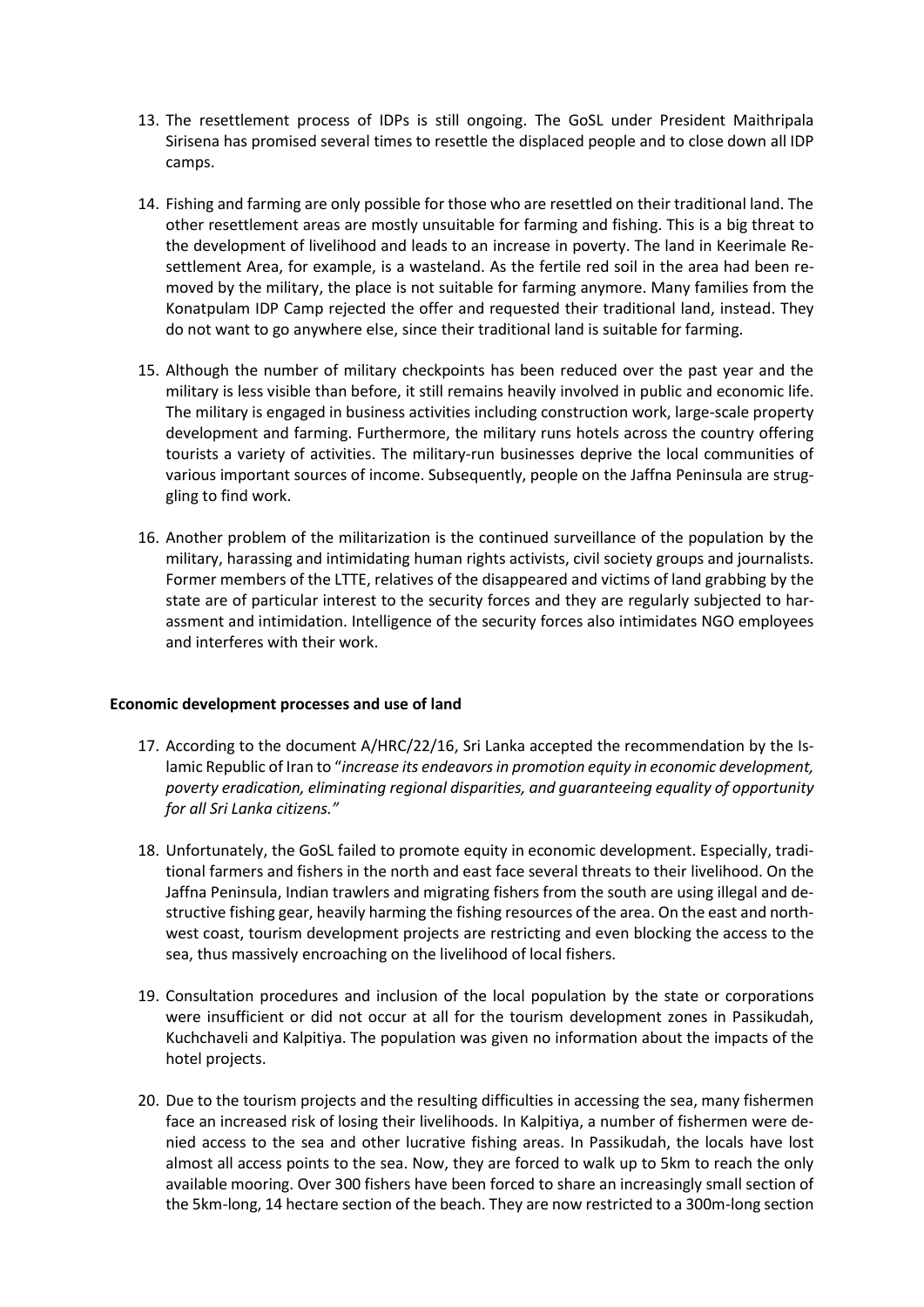13. The resettlement process of IDPs is still ongoing. The GoSL under President Maithripala Sirisena has promised several times to resettle the displaced people and to close down all IDP camps.

14. Fishing and farming are only possible for those who are resettled on their traditional land. The other resettlement areas are mostly unsuitable for farming and fishing. This is a big threat to the development of livelihood and leads to an increase in poverty. The land in Keerimale Resettlement Area, for example, is a wasteland. As the fertile red soil in the area had been removed by the military, the place is not suitable for farming anymore. Many families from the Konatpulam IDP Camp rejected the offer and requested their traditional land, instead. They do not want to go anywhere else, since their traditional land is suitable for farming.

15. Although the number of military checkpoints has been reduced over the past year and the military is less visible than before, it still remains heavily involved in public and economic life. The military is engaged in business activities including construction work, large-scale property development and farming. Furthermore, the military runs hotels across the country offering tourists a variety of activities. The military-run businesses deprive the local communities of various important sources of income. Subsequently, people on the Jaffna Peninsula are struggling to find work.

16. Another problem of the militarization is the continued surveillance of the population by the military, harassing and intimidating human rights activists, civil society groups and journalists. Former members of the LTTE, relatives of the disappeared and victims of land grabbing by the state are of particular interest to the security forces and they are regularly subjected to harassment and intimidation. Intelligence of the security forces also intimidates NGO employees and interferes with their work.

**Economic development processes and use of land**

17. According to the document A/HRC/22/16, Sri Lanka accepted the recommendation by the Islamic Republic of Iran to "*increase its endeavors in promotion equity in economic development, poverty eradication, eliminating regional disparities, and guaranteeing equality of opportunity for all Sri Lanka citizens."*

18. Unfortunately, the GoSL failed to promote equity in economic development. Especially, traditional farmers and fishers in the north and east face several threats to their livelihood. On the Jaffna Peninsula, Indian trawlers and migrating fishers from the south are using illegal and destructive fishing gear, heavily harming the fishing resources of the area. On the east and northwest coast, tourism development projects are restricting and even blocking the access to the sea, thus massively encroaching on the livelihood of local fishers.

19. Consultation procedures and inclusion of the local population by the state or corporations were insufficient or did not occur at all for the tourism development zones in Passikudah, Kuchchaveli and Kalpitiya. The population was given no information about the impacts of the hotel projects.

20. Due to the tourism projects and the resulting difficulties in accessing the sea, many fishermen face an increased risk of losing their livelihoods. In Kalpitiya, a number of fishermen were denied access to the sea and other lucrative fishing areas. In Passikudah, the locals have lost almost all access points to the sea. Now, they are forced to walk up to 5km to reach the only available mooring. Over 300 fishers have been forced to share an increasingly small section of the 5km-long, 14 hectare section of the beach. They are now restricted to a 300m-long section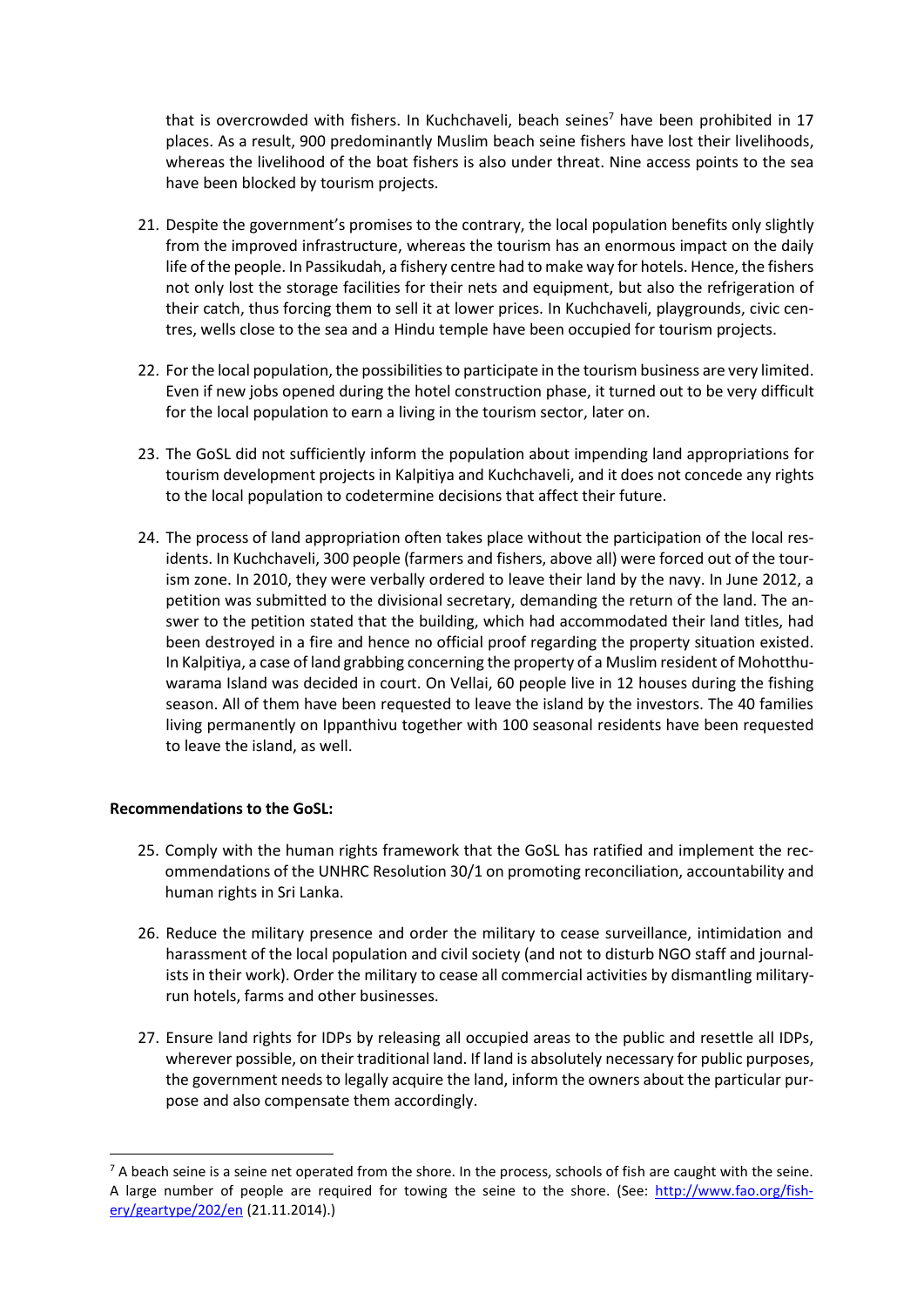that is overcrowded with fishers. In Kuchchaveli, beach seines[7] have been prohibited in 17 places. As a result, 900 predominantly Muslim beach seine fishers have lost their livelihoods, whereas the livelihood of the boat fishers is also under threat. Nine access points to the sea have been blocked by tourism projects.

21. Despite the government's promises to the contrary, the local population benefits only slightly from the improved infrastructure, whereas the tourism has an enormous impact on the daily life of the people. In Passikudah, a fishery centre had to make way for hotels. Hence, the fishers not only lost the storage facilities for their nets and equipment, but also the refrigeration of their catch, thus forcing them to sell it at lower prices. In Kuchchaveli, playgrounds, civic centres, wells close to the sea and a Hindu temple have been occupied for tourism projects.

22. For the local population, the possibilities to participate in the tourism business are very limited. Even if new jobs opened during the hotel construction phase, it turned out to be very difficult for the local population to earn a living in the tourism sector, later on.

23. The GoSL did not sufficiently inform the population about impending land appropriations for tourism development projects in Kalpitiya and Kuchchaveli, and it does not concede any rights to the local population to codetermine decisions that affect their future.

24. The process of land appropriation often takes place without the participation of the local residents. In Kuchchaveli, 300 people (farmers and fishers, above all) were forced out of the tourism zone. In 2010, they were verbally ordered to leave their land by the navy. In June 2012, a petition was submitted to the divisional secretary, demanding the return of the land. The answer to the petition stated that the building, which had accommodated their land titles, had been destroyed in a fire and hence no official proof regarding the property situation existed. In Kalpitiya, a case of land grabbing concerning the property of a Muslim resident of Mohotthuwarama Island was decided in court. On Vellai, 60 people live in 12 houses during the fishing season. All of them have been requested to leave the island by the investors. The 40 families living permanently on Ippanthivu together with 100 seasonal residents have been requested to leave the island, as well.

**Recommendations to the GoSL:**

25. Comply with the human rights framework that the GoSL has ratified and implement the recommendations of the UNHRC Resolution 30/1 on promoting reconciliation, accountability and human rights in Sri Lanka.

26. Reduce the military presence and order the military to cease surveillance, intimidation and harassment of the local population and civil society (and not to disturb NGO staff and journalists in their work). Order the military to cease all commercial activities by dismantling military-run hotels, farms and other businesses.

27. Ensure land rights for IDPs by releasing all occupied areas to the public and resettle all IDPs, wherever possible, on their traditional land. If land is absolutely necessary for public purposes, the government needs to legally acquire the land, inform the owners about the particular purpose and also compensate them accordingly.

---

[7] A beach seine is a seine net operated from the shore. In the process, schools of fish are caught with the seine. A large number of people are required for towing the seine to the shore. (See: [http://www.fao.org/fishery/geartype/202/en](http://www.fao.org/fishery/geartype/202/en) (21.11.2014).)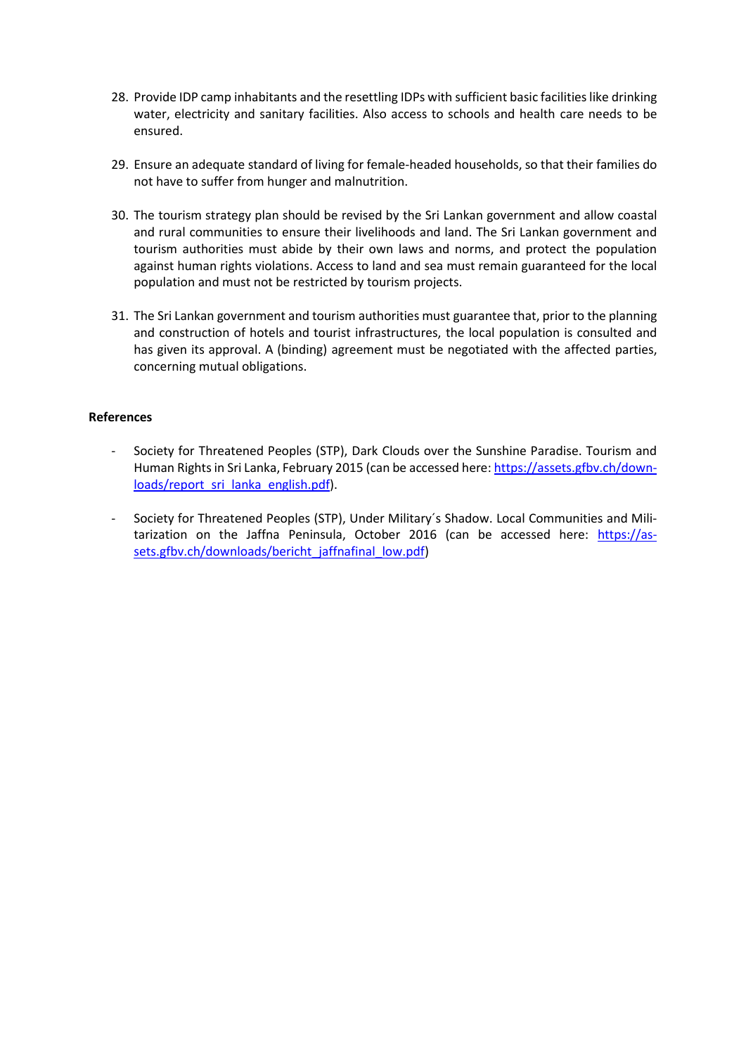28. Provide IDP camp inhabitants and the resettling IDPs with sufficient basic facilities like drinking water, electricity and sanitary facilities. Also access to schools and health care needs to be ensured.

29. Ensure an adequate standard of living for female-headed households, so that their families do not have to suffer from hunger and malnutrition.

30. The tourism strategy plan should be revised by the Sri Lankan government and allow coastal and rural communities to ensure their livelihoods and land. The Sri Lankan government and tourism authorities must abide by their own laws and norms, and protect the population against human rights violations. Access to land and sea must remain guaranteed for the local population and must not be restricted by tourism projects.

31. The Sri Lankan government and tourism authorities must guarantee that, prior to the planning and construction of hotels and tourist infrastructures, the local population is consulted and has given its approval. A (binding) agreement must be negotiated with the affected parties, concerning mutual obligations.

**References**

- Society for Threatened Peoples (STP), Dark Clouds over the Sunshine Paradise. Tourism and Human Rights in Sri Lanka, February 2015 (can be accessed here: https://assets.gfbv.ch/downloads/report_sri_lanka_english.pdf).

- Society for Threatened Peoples (STP), Under Military´s Shadow. Local Communities and Militarization on the Jaffna Peninsula, October 2016 (can be accessed here: https://assets.gfbv.ch/downloads/bericht_jaffnafinal_low.pdf)